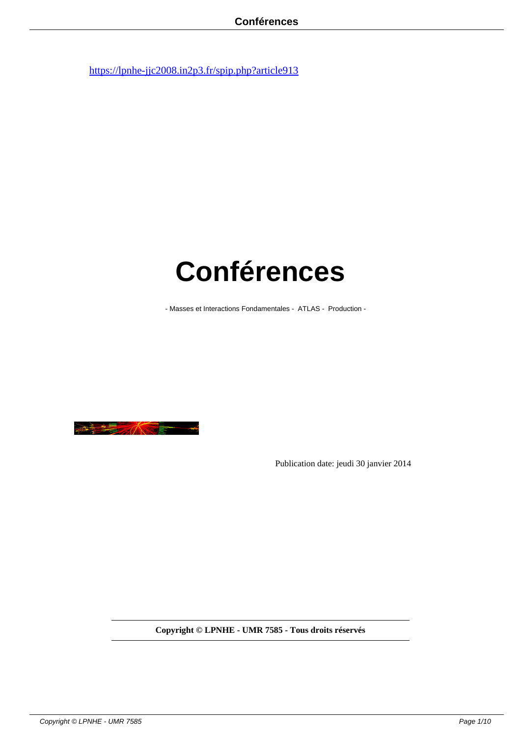https://lpnhe-jjc2008.in2p3.fr/spip.php?article913

# Conférences

- Masses et Interactions Fondamentales - ATLAS - Production -

Publication date: jeudi 30 janvier 2014

**Copyright © LPNHE - UMR 7585 - Tous droits réservés**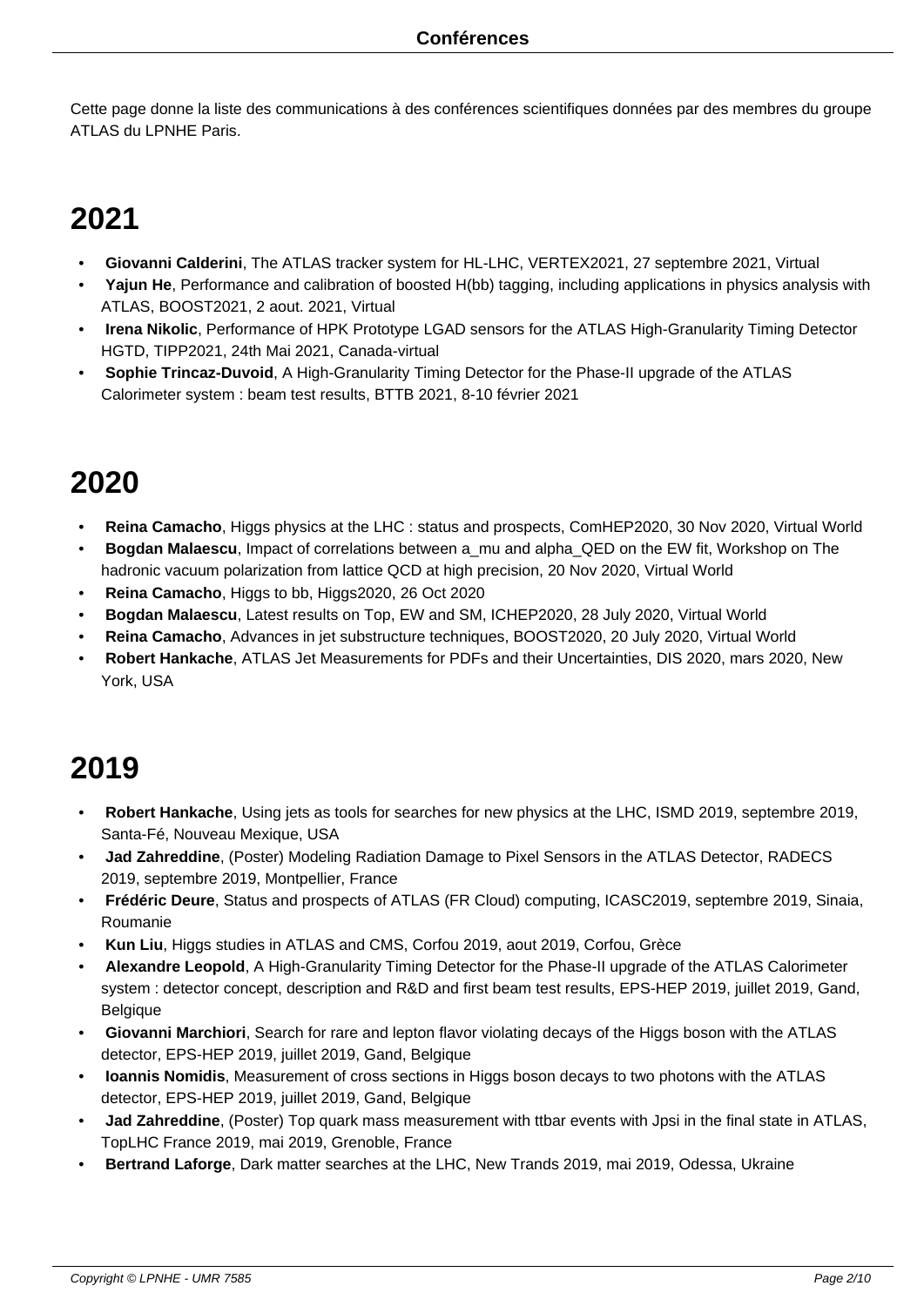# Conférences

Cette page donne la liste des communications à des conférences scientifiques données par des membres du groupe ATLAS du LPNHE Paris.

## 2021

- **Giovanni Calderini**, The ATLAS tracker system for HL-LHC, VERTEX2021, 27 septembre 2021, Virtual
- **Yajun He**, Performance and calibration of boosted H(bb) tagging, including applications in physics analysis with ATLAS, BOOST2021, 2 aout. 2021, Virtual
- **Irena Nikolic**, Performance of HPK Prototype LGAD sensors for the ATLAS High-Granularity Timing Detector HGTD, TIPP2021, 24th Mai 2021, Canada-virtual
- **Sophie Trincaz-Duvoid**, A High-Granularity Timing Detector for the Phase-II upgrade of the ATLAS Calorimeter system : beam test results, BTTB 2021, 8-10 février 2021

## 2020

- **Reina Camacho**, Higgs physics at the LHC : status and prospects, ComHEP2020, 30 Nov 2020, Virtual World
- **Bogdan Malaescu**, Impact of correlations between a_mu and alpha_QED on the EW fit, Workshop on The hadronic vacuum polarization from lattice QCD at high precision, 20 Nov 2020, Virtual World
- **Reina Camacho**, Higgs to bb, Higgs2020, 26 Oct 2020
- **Bogdan Malaescu**, Latest results on Top, EW and SM, ICHEP2020, 28 July 2020, Virtual World
- **Reina Camacho**, Advances in jet substructure techniques, BOOST2020, 20 July 2020, Virtual World
- **Robert Hankache**, ATLAS Jet Measurements for PDFs and their Uncertainties, DIS 2020, mars 2020, New York, USA

## 2019

- **Robert Hankache**, Using jets as tools for searches for new physics at the LHC, ISMD 2019, septembre 2019, Santa-Fé, Nouveau Mexique, USA
- **Jad Zahreddine**, (Poster) Modeling Radiation Damage to Pixel Sensors in the ATLAS Detector, RADECS 2019, septembre 2019, Montpellier, France
- **Frédéric Deure**, Status and prospects of ATLAS (FR Cloud) computing, ICASC2019, septembre 2019, Sinaia, Roumanie
- **Kun Liu**, Higgs studies in ATLAS and CMS, Corfou 2019, aout 2019, Corfou, Grèce
- **Alexandre Leopold**, A High-Granularity Timing Detector for the Phase-II upgrade of the ATLAS Calorimeter system : detector concept, description and R&D and first beam test results, EPS-HEP 2019, juillet 2019, Gand, Belgique
- **Giovanni Marchiori**, Search for rare and lepton flavor violating decays of the Higgs boson with the ATLAS detector, EPS-HEP 2019, juillet 2019, Gand, Belgique
- **Ioannis Nomidis**, Measurement of cross sections in Higgs boson decays to two photons with the ATLAS detector, EPS-HEP 2019, juillet 2019, Gand, Belgique
- **Jad Zahreddine**, (Poster) Top quark mass measurement with ttbar events with Jpsi in the final state in ATLAS, TopLHC France 2019, mai 2019, Grenoble, France
- **Bertrand Laforge**, Dark matter searches at the LHC, New Trands 2019, mai 2019, Odessa, Ukraine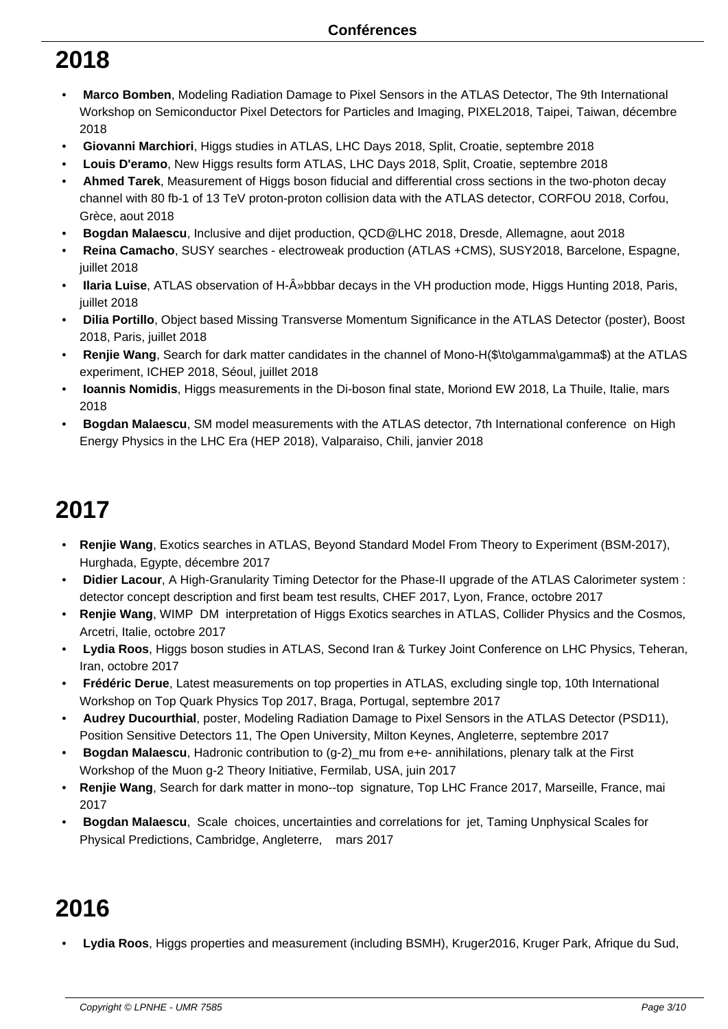# 2018

- **Marco Bomben**, Modeling Radiation Damage to Pixel Sensors in the ATLAS Detector, The 9th International Workshop on Semiconductor Pixel Detectors for Particles and Imaging, PIXEL2018, Taipei, Taiwan, décembre 2018
- **Giovanni Marchiori**, Higgs studies in ATLAS, LHC Days 2018, Split, Croatie, septembre 2018
- **Louis D'eramo**, New Higgs results form ATLAS, LHC Days 2018, Split, Croatie, septembre 2018
- **Ahmed Tarek**, Measurement of Higgs boson fiducial and differential cross sections in the two-photon decay channel with 80 fb-1 of 13 TeV proton-proton collision data with the ATLAS detector, CORFOU 2018, Corfou, Grèce, aout 2018
- **Bogdan Malaescu**, Inclusive and dijet production, QCD@LHC 2018, Dresde, Allemagne, aout 2018
- **Reina Camacho**, SUSY searches - electroweak production (ATLAS +CMS), SUSY2018, Barcelone, Espagne, juillet 2018
- **Ilaria Luise**, ATLAS observation of H-Â»bbbar decays in the VH production mode, Higgs Hunting 2018, Paris, juillet 2018
- **Dilia Portillo**, Object based Missing Transverse Momentum Significance in the ATLAS Detector (poster), Boost 2018, Paris, juillet 2018
- **Renjie Wang**, Search for dark matter candidates in the channel of Mono-H($\to\gamma\gamma$) at the ATLAS experiment, ICHEP 2018, Séoul, juillet 2018
- **Ioannis Nomidis**, Higgs measurements in the Di-boson final state, Moriond EW 2018, La Thuile, Italie, mars 2018
- **Bogdan Malaescu**, SM model measurements with the ATLAS detector, 7th International conference on High Energy Physics in the LHC Era (HEP 2018), Valparaiso, Chili, janvier 2018

# 2017

- **Renjie Wang**, Exotics searches in ATLAS, Beyond Standard Model From Theory to Experiment (BSM-2017), Hurghada, Egypte, décembre 2017
- **Didier Lacour**, A High-Granularity Timing Detector for the Phase-II upgrade of the ATLAS Calorimeter system : detector concept description and first beam test results, CHEF 2017, Lyon, France, octobre 2017
- **Renjie Wang**, WIMP DM interpretation of Higgs Exotics searches in ATLAS, Collider Physics and the Cosmos, Arcetri, Italie, octobre 2017
- **Lydia Roos**, Higgs boson studies in ATLAS, Second Iran & Turkey Joint Conference on LHC Physics, Teheran, Iran, octobre 2017
- **Frédéric Derue**, Latest measurements on top properties in ATLAS, excluding single top, 10th International Workshop on Top Quark Physics Top 2017, Braga, Portugal, septembre 2017
- **Audrey Ducourthial**, poster, Modeling Radiation Damage to Pixel Sensors in the ATLAS Detector (PSD11), Position Sensitive Detectors 11, The Open University, Milton Keynes, Angleterre, septembre 2017
- **Bogdan Malaescu**, Hadronic contribution to (g-2)_mu from e+e- annihilations, plenary talk at the First Workshop of the Muon g-2 Theory Initiative, Fermilab, USA, juin 2017
- **Renjie Wang**, Search for dark matter in mono--top signature, Top LHC France 2017, Marseille, France, mai 2017
- **Bogdan Malaescu**, Scale choices, uncertainties and correlations for jet, Taming Unphysical Scales for Physical Predictions, Cambridge, Angleterre, mars 2017

# 2016

- **Lydia Roos**, Higgs properties and measurement (including BSMH), Kruger2016, Kruger Park, Afrique du Sud,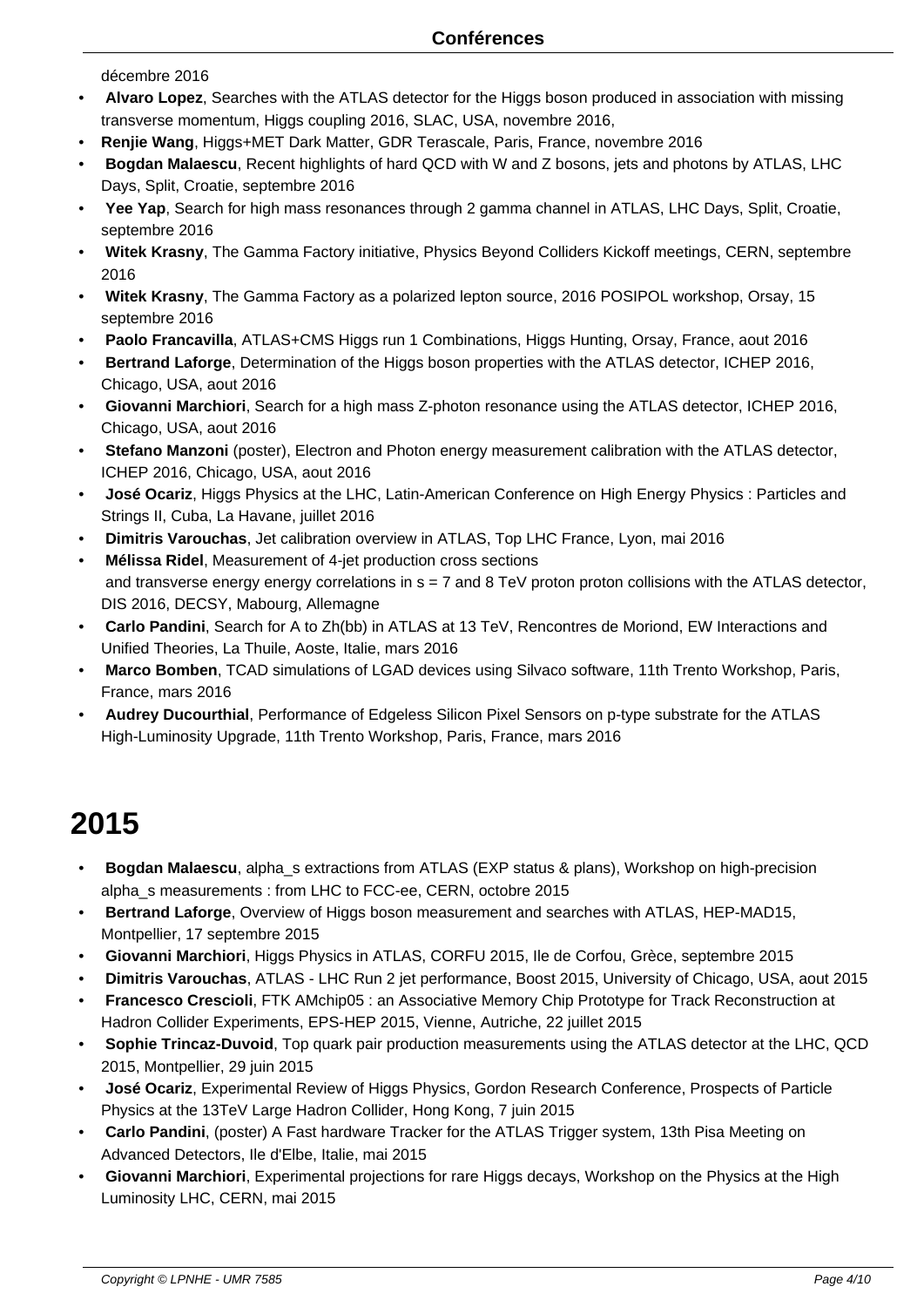décembre 2016

- **Alvaro Lopez**, Searches with the ATLAS detector for the Higgs boson produced in association with missing transverse momentum, Higgs coupling 2016, SLAC, USA, novembre 2016,
- **Renjie Wang**, Higgs+MET Dark Matter, GDR Terascale, Paris, France, novembre 2016
- **Bogdan Malaescu**, Recent highlights of hard QCD with W and Z bosons, jets and photons by ATLAS, LHC Days, Split, Croatie, septembre 2016
- **Yee Yap**, Search for high mass resonances through 2 gamma channel in ATLAS, LHC Days, Split, Croatie, septembre 2016
- **Witek Krasny**, The Gamma Factory initiative, Physics Beyond Colliders Kickoff meetings, CERN, septembre 2016
- **Witek Krasny**, The Gamma Factory as a polarized lepton source, 2016 POSIPOL workshop, Orsay, 15 septembre 2016
- **Paolo Francavilla**, ATLAS+CMS Higgs run 1 Combinations, Higgs Hunting, Orsay, France, aout 2016
- **Bertrand Laforge**, Determination of the Higgs boson properties with the ATLAS detector, ICHEP 2016, Chicago, USA, aout 2016
- **Giovanni Marchiori**, Search for a high mass Z-photon resonance using the ATLAS detector, ICHEP 2016, Chicago, USA, aout 2016
- **Stefano Manzoni** (poster), Electron and Photon energy measurement calibration with the ATLAS detector, ICHEP 2016, Chicago, USA, aout 2016
- **José Ocariz**, Higgs Physics at the LHC, Latin-American Conference on High Energy Physics : Particles and Strings II, Cuba, La Havane, juillet 2016
- **Dimitris Varouchas**, Jet calibration overview in ATLAS, Top LHC France, Lyon, mai 2016
- **Mélissa Ridel**, Measurement of 4-jet production cross sections
  and transverse energy energy correlations in s = 7 and 8 TeV proton proton collisions with the ATLAS detector, DIS 2016, DECSY, Mabourg, Allemagne
- **Carlo Pandini**, Search for A to Zh(bb) in ATLAS at 13 TeV, Rencontres de Moriond, EW Interactions and Unified Theories, La Thuile, Aoste, Italie, mars 2016
- **Marco Bomben**, TCAD simulations of LGAD devices using Silvaco software, 11th Trento Workshop, Paris, France, mars 2016
- **Audrey Ducourthial**, Performance of Edgeless Silicon Pixel Sensors on p-type substrate for the ATLAS High-Luminosity Upgrade, 11th Trento Workshop, Paris, France, mars 2016

# 2015

- **Bogdan Malaescu**, alpha_s extractions from ATLAS (EXP status & plans), Workshop on high-precision alpha_s measurements : from LHC to FCC-ee, CERN, octobre 2015
- **Bertrand Laforge**, Overview of Higgs boson measurement and searches with ATLAS, HEP-MAD15, Montpellier, 17 septembre 2015
- **Giovanni Marchiori**, Higgs Physics in ATLAS, CORFU 2015, Ile de Corfou, Grèce, septembre 2015
- **Dimitris Varouchas**, ATLAS - LHC Run 2 jet performance, Boost 2015, University of Chicago, USA, aout 2015
- **Francesco Crescioli**, FTK AMchip05 : an Associative Memory Chip Prototype for Track Reconstruction at Hadron Collider Experiments, EPS-HEP 2015, Vienne, Autriche, 22 juillet 2015
- **Sophie Trincaz-Duvoid**, Top quark pair production measurements using the ATLAS detector at the LHC, QCD 2015, Montpellier, 29 juin 2015
- **José Ocariz**, Experimental Review of Higgs Physics, Gordon Research Conference, Prospects of Particle Physics at the 13TeV Large Hadron Collider, Hong Kong, 7 juin 2015
- **Carlo Pandini**, (poster) A Fast hardware Tracker for the ATLAS Trigger system, 13th Pisa Meeting on Advanced Detectors, Ile d'Elbe, Italie, mai 2015
- **Giovanni Marchiori**, Experimental projections for rare Higgs decays, Workshop on the Physics at the High Luminosity LHC, CERN, mai 2015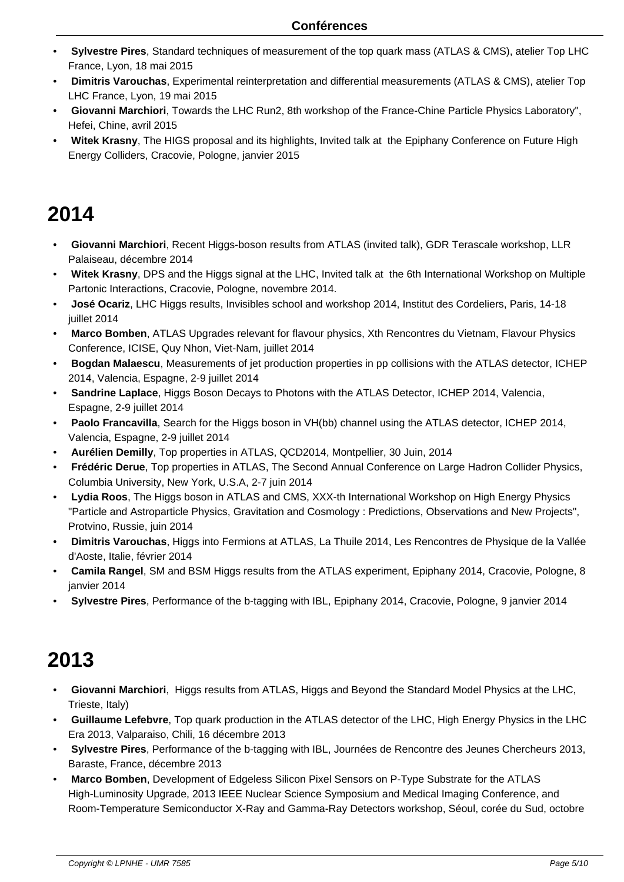- **Sylvestre Pires**, Standard techniques of measurement of the top quark mass (ATLAS & CMS), atelier Top LHC France, Lyon, 18 mai 2015
- **Dimitris Varouchas**, Experimental reinterpretation and differential measurements (ATLAS & CMS), atelier Top LHC France, Lyon, 19 mai 2015
- **Giovanni Marchiori**, Towards the LHC Run2, 8th workshop of the France-Chine Particle Physics Laboratory", Hefei, Chine, avril 2015
- **Witek Krasny**, The HIGS proposal and its highlights, Invited talk at the Epiphany Conference on Future High Energy Colliders, Cracovie, Pologne, janvier 2015

# 2014

- **Giovanni Marchiori**, Recent Higgs-boson results from ATLAS (invited talk), GDR Terascale workshop, LLR Palaiseau, décembre 2014
- **Witek Krasny**, DPS and the Higgs signal at the LHC, Invited talk at the 6th International Workshop on Multiple Partonic Interactions, Cracovie, Pologne, novembre 2014.
- **José Ocariz**, LHC Higgs results, Invisibles school and workshop 2014, Institut des Cordeliers, Paris, 14-18 juillet 2014
- **Marco Bomben**, ATLAS Upgrades relevant for flavour physics, Xth Rencontres du Vietnam, Flavour Physics Conference, ICISE, Quy Nhon, Viet-Nam, juillet 2014
- **Bogdan Malaescu**, Measurements of jet production properties in pp collisions with the ATLAS detector, ICHEP 2014, Valencia, Espagne, 2-9 juillet 2014
- **Sandrine Laplace**, Higgs Boson Decays to Photons with the ATLAS Detector, ICHEP 2014, Valencia, Espagne, 2-9 juillet 2014
- **Paolo Francavilla**, Search for the Higgs boson in VH(bb) channel using the ATLAS detector, ICHEP 2014, Valencia, Espagne, 2-9 juillet 2014
- **Aurélien Demilly**, Top properties in ATLAS, QCD2014, Montpellier, 30 Juin, 2014
- **Frédéric Derue**, Top properties in ATLAS, The Second Annual Conference on Large Hadron Collider Physics, Columbia University, New York, U.S.A, 2-7 juin 2014
- **Lydia Roos**, The Higgs boson in ATLAS and CMS, XXX-th International Workshop on High Energy Physics "Particle and Astroparticle Physics, Gravitation and Cosmology : Predictions, Observations and New Projects", Protvino, Russie, juin 2014
- **Dimitris Varouchas**, Higgs into Fermions at ATLAS, La Thuile 2014, Les Rencontres de Physique de la Vallée d'Aoste, Italie, février 2014
- **Camila Rangel**, SM and BSM Higgs results from the ATLAS experiment, Epiphany 2014, Cracovie, Pologne, 8 janvier 2014
- **Sylvestre Pires**, Performance of the b-tagging with IBL, Epiphany 2014, Cracovie, Pologne, 9 janvier 2014

# 2013

- **Giovanni Marchiori**, Higgs results from ATLAS, Higgs and Beyond the Standard Model Physics at the LHC, Trieste, Italy)
- **Guillaume Lefebvre**, Top quark production in the ATLAS detector of the LHC, High Energy Physics in the LHC Era 2013, Valparaiso, Chili, 16 décembre 2013
- **Sylvestre Pires**, Performance of the b-tagging with IBL, Journées de Rencontre des Jeunes Chercheurs 2013, Baraste, France, décembre 2013
- **Marco Bomben**, Development of Edgeless Silicon Pixel Sensors on P-Type Substrate for the ATLAS High-Luminosity Upgrade, 2013 IEEE Nuclear Science Symposium and Medical Imaging Conference, and Room-Temperature Semiconductor X-Ray and Gamma-Ray Detectors workshop, Séoul, corée du Sud, octobre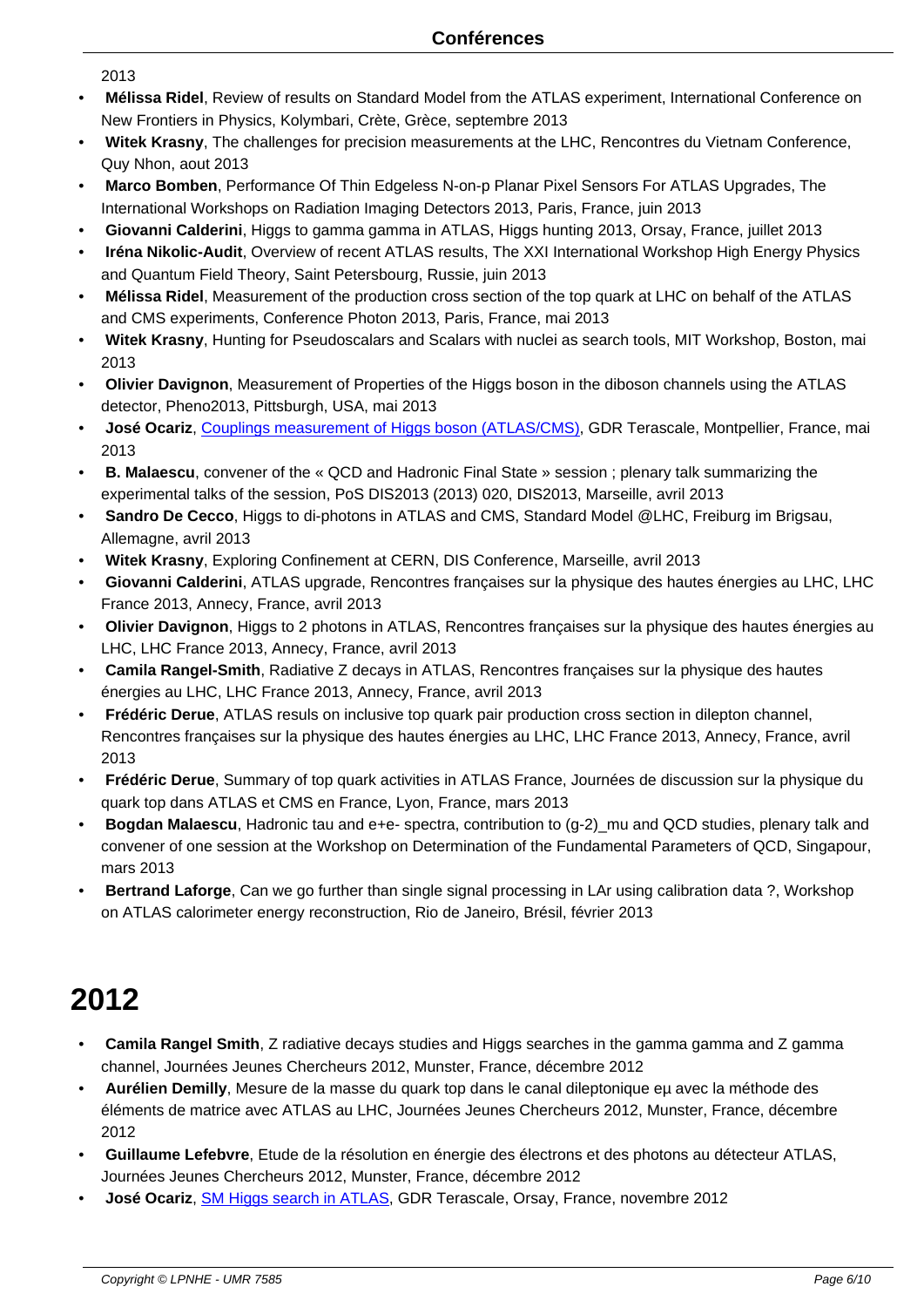2013

- **Mélissa Ridel**, Review of results on Standard Model from the ATLAS experiment, International Conference on New Frontiers in Physics, Kolymbari, Crète, Grèce, septembre 2013
- **Witek Krasny**, The challenges for precision measurements at the LHC, Rencontres du Vietnam Conference, Quy Nhon, aout 2013
- **Marco Bomben**, Performance Of Thin Edgeless N-on-p Planar Pixel Sensors For ATLAS Upgrades, The International Workshops on Radiation Imaging Detectors 2013, Paris, France, juin 2013
- **Giovanni Calderini**, Higgs to gamma gamma in ATLAS, Higgs hunting 2013, Orsay, France, juillet 2013
- **Iréna Nikolic-Audit**, Overview of recent ATLAS results, The XXI International Workshop High Energy Physics and Quantum Field Theory, Saint Petersbourg, Russie, juin 2013
- **Mélissa Ridel**, Measurement of the production cross section of the top quark at LHC on behalf of the ATLAS and CMS experiments, Conference Photon 2013, Paris, France, mai 2013
- **Witek Krasny**, Hunting for Pseudoscalars and Scalars with nuclei as search tools, MIT Workshop, Boston, mai 2013
- **Olivier Davignon**, Measurement of Properties of the Higgs boson in the diboson channels using the ATLAS detector, Pheno2013, Pittsburgh, USA, mai 2013
- **José Ocariz**, Couplings measurement of Higgs boson (ATLAS/CMS), GDR Terascale, Montpellier, France, mai 2013
- **B. Malaescu**, convener of the « QCD and Hadronic Final State » session ; plenary talk summarizing the experimental talks of the session, PoS DIS2013 (2013) 020, DIS2013, Marseille, avril 2013
- **Sandro De Cecco**, Higgs to di-photons in ATLAS and CMS, Standard Model @LHC, Freiburg im Brigsau, Allemagne, avril 2013
- **Witek Krasny**, Exploring Confinement at CERN, DIS Conference, Marseille, avril 2013
- **Giovanni Calderini**, ATLAS upgrade, Rencontres françaises sur la physique des hautes énergies au LHC, LHC France 2013, Annecy, France, avril 2013
- **Olivier Davignon**, Higgs to 2 photons in ATLAS, Rencontres françaises sur la physique des hautes énergies au LHC, LHC France 2013, Annecy, France, avril 2013
- **Camila Rangel-Smith**, Radiative Z decays in ATLAS, Rencontres françaises sur la physique des hautes énergies au LHC, LHC France 2013, Annecy, France, avril 2013
- **Frédéric Derue**, ATLAS resuls on inclusive top quark pair production cross section in dilepton channel, Rencontres françaises sur la physique des hautes énergies au LHC, LHC France 2013, Annecy, France, avril 2013
- **Frédéric Derue**, Summary of top quark activities in ATLAS France, Journées de discussion sur la physique du quark top dans ATLAS et CMS en France, Lyon, France, mars 2013
- **Bogdan Malaescu**, Hadronic tau and e+e- spectra, contribution to (g-2)_mu and QCD studies, plenary talk and convener of one session at the Workshop on Determination of the Fundamental Parameters of QCD, Singapour, mars 2013
- **Bertrand Laforge**, Can we go further than single signal processing in LAr using calibration data ?, Workshop on ATLAS calorimeter energy reconstruction, Rio de Janeiro, Brésil, février 2013

# 2012

- **Camila Rangel Smith**, Z radiative decays studies and Higgs searches in the gamma gamma and Z gamma channel, Journées Jeunes Chercheurs 2012, Munster, France, décembre 2012
- **Aurélien Demilly**, Mesure de la masse du quark top dans le canal dileptonique eμ avec la méthode des éléments de matrice avec ATLAS au LHC, Journées Jeunes Chercheurs 2012, Munster, France, décembre 2012
- **Guillaume Lefebvre**, Etude de la résolution en énergie des électrons et des photons au détecteur ATLAS, Journées Jeunes Chercheurs 2012, Munster, France, décembre 2012
- **José Ocariz**, SM Higgs search in ATLAS, GDR Terascale, Orsay, France, novembre 2012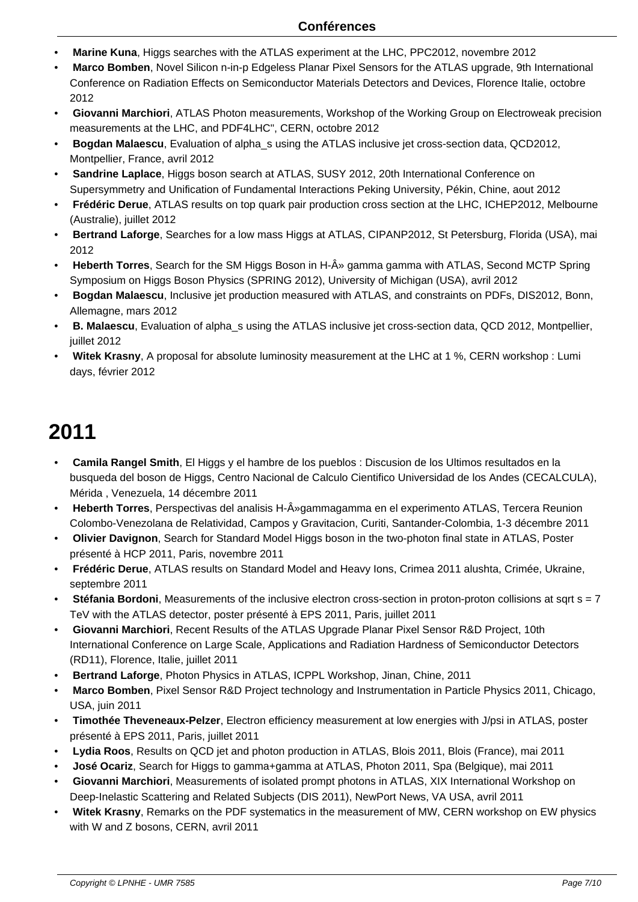## Conférences

- **Marine Kuna**, Higgs searches with the ATLAS experiment at the LHC, PPC2012, novembre 2012
- **Marco Bomben**, Novel Silicon n-in-p Edgeless Planar Pixel Sensors for the ATLAS upgrade, 9th International Conference on Radiation Effects on Semiconductor Materials Detectors and Devices, Florence Italie, octobre 2012
- **Giovanni Marchiori**, ATLAS Photon measurements, Workshop of the Working Group on Electroweak precision measurements at the LHC, and PDF4LHC", CERN, octobre 2012
- **Bogdan Malaescu**, Evaluation of alpha_s using the ATLAS inclusive jet cross-section data, QCD2012, Montpellier, France, avril 2012
- **Sandrine Laplace**, Higgs boson search at ATLAS, SUSY 2012, 20th International Conference on Supersymmetry and Unification of Fundamental Interactions Peking University, Pékin, Chine, aout 2012
- **Frédéric Derue**, ATLAS results on top quark pair production cross section at the LHC, ICHEP2012, Melbourne (Australie), juillet 2012
- **Bertrand Laforge**, Searches for a low mass Higgs at ATLAS, CIPANP2012, St Petersburg, Florida (USA), mai 2012
- **Heberth Torres**, Search for the SM Higgs Boson in H-Â» gamma gamma with ATLAS, Second MCTP Spring Symposium on Higgs Boson Physics (SPRING 2012), University of Michigan (USA), avril 2012
- **Bogdan Malaescu**, Inclusive jet production measured with ATLAS, and constraints on PDFs, DIS2012, Bonn, Allemagne, mars 2012
- **B. Malaescu**, Evaluation of alpha_s using the ATLAS inclusive jet cross-section data, QCD 2012, Montpellier, juillet 2012
- **Witek Krasny**, A proposal for absolute luminosity measurement at the LHC at 1 %, CERN workshop : Lumi days, février 2012

# 2011

- **Camila Rangel Smith**, El Higgs y el hambre de los pueblos : Discusion de los Ultimos resultados en la busqueda del boson de Higgs, Centro Nacional de Calculo Cientifico Universidad de los Andes (CECALCULA), Mérida , Venezuela, 14 décembre 2011
- **Heberth Torres**, Perspectivas del analisis H-Â»gammagamma en el experimento ATLAS, Tercera Reunion Colombo-Venezolana de Relatividad, Campos y Gravitacion, Curiti, Santander-Colombia, 1-3 décembre 2011
- **Olivier Davignon**, Search for Standard Model Higgs boson in the two-photon final state in ATLAS, Poster présenté à HCP 2011, Paris, novembre 2011
- **Frédéric Derue**, ATLAS results on Standard Model and Heavy Ions, Crimea 2011 alushta, Crimée, Ukraine, septembre 2011
- **Stéfania Bordoni**, Measurements of the inclusive electron cross-section in proton-proton collisions at sqrt s = 7 TeV with the ATLAS detector, poster présenté à EPS 2011, Paris, juillet 2011
- **Giovanni Marchiori**, Recent Results of the ATLAS Upgrade Planar Pixel Sensor R&D Project, 10th International Conference on Large Scale, Applications and Radiation Hardness of Semiconductor Detectors (RD11), Florence, Italie, juillet 2011
- **Bertrand Laforge**, Photon Physics in ATLAS, ICPPL Workshop, Jinan, Chine, 2011
- **Marco Bomben**, Pixel Sensor R&D Project technology and Instrumentation in Particle Physics 2011, Chicago, USA, juin 2011
- **Timothée Theveneaux-Pelzer**, Electron efficiency measurement at low energies with J/psi in ATLAS, poster présenté à EPS 2011, Paris, juillet 2011
- **Lydia Roos**, Results on QCD jet and photon production in ATLAS, Blois 2011, Blois (France), mai 2011
- **José Ocariz**, Search for Higgs to gamma+gamma at ATLAS, Photon 2011, Spa (Belgique), mai 2011
- **Giovanni Marchiori**, Measurements of isolated prompt photons in ATLAS, XIX International Workshop on Deep-Inelastic Scattering and Related Subjects (DIS 2011), NewPort News, VA USA, avril 2011
- **Witek Krasny**, Remarks on the PDF systematics in the measurement of MW, CERN workshop on EW physics with W and Z bosons, CERN, avril 2011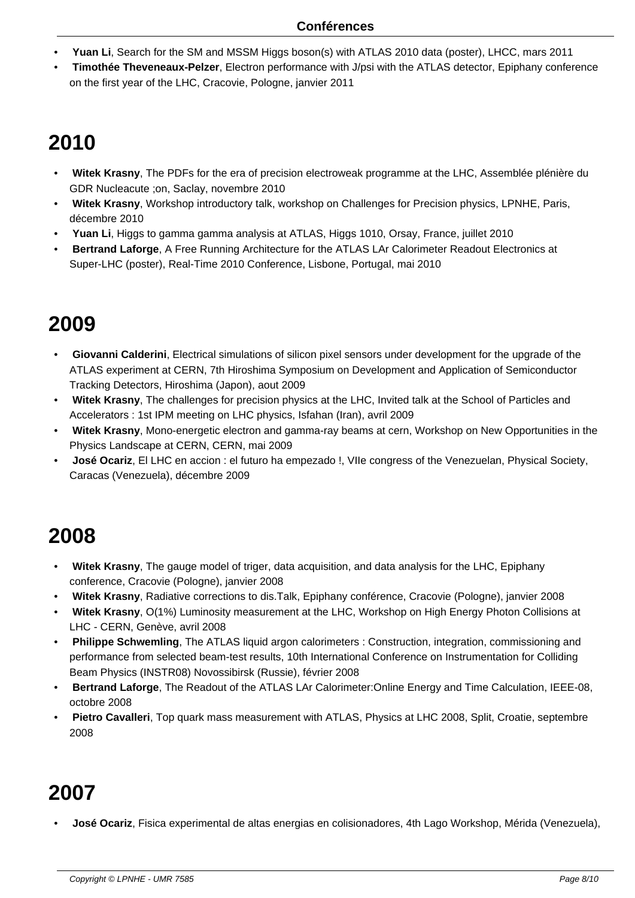- **Yuan Li**, Search for the SM and MSSM Higgs boson(s) with ATLAS 2010 data (poster), LHCC, mars 2011
- **Timothée Theveneaux-Pelzer**, Electron performance with J/psi with the ATLAS detector, Epiphany conference on the first year of the LHC, Cracovie, Pologne, janvier 2011

# 2010

- **Witek Krasny**, The PDFs for the era of precision electroweak programme at the LHC, Assemblée plénière du GDR Nucleacute ;on, Saclay, novembre 2010
- **Witek Krasny**, Workshop introductory talk, workshop on Challenges for Precision physics, LPNHE, Paris, décembre 2010
- **Yuan Li**, Higgs to gamma gamma analysis at ATLAS, Higgs 1010, Orsay, France, juillet 2010
- **Bertrand Laforge**, A Free Running Architecture for the ATLAS LAr Calorimeter Readout Electronics at Super-LHC (poster), Real-Time 2010 Conference, Lisbone, Portugal, mai 2010

# 2009

- **Giovanni Calderini**, Electrical simulations of silicon pixel sensors under development for the upgrade of the ATLAS experiment at CERN, 7th Hiroshima Symposium on Development and Application of Semiconductor Tracking Detectors, Hiroshima (Japon), aout 2009
- **Witek Krasny**, The challenges for precision physics at the LHC, Invited talk at the School of Particles and Accelerators : 1st IPM meeting on LHC physics, Isfahan (Iran), avril 2009
- **Witek Krasny**, Mono-energetic electron and gamma-ray beams at cern, Workshop on New Opportunities in the Physics Landscape at CERN, CERN, mai 2009
- **José Ocariz**, El LHC en accion : el futuro ha empezado !, VIIe congress of the Venezuelan, Physical Society, Caracas (Venezuela), décembre 2009

# 2008

- **Witek Krasny**, The gauge model of triger, data acquisition, and data analysis for the LHC, Epiphany conference, Cracovie (Pologne), janvier 2008
- **Witek Krasny**, Radiative corrections to dis.Talk, Epiphany conférence, Cracovie (Pologne), janvier 2008
- **Witek Krasny**, O(1%) Luminosity measurement at the LHC, Workshop on High Energy Photon Collisions at LHC - CERN, Genève, avril 2008
- **Philippe Schwemling**, The ATLAS liquid argon calorimeters : Construction, integration, commissioning and performance from selected beam-test results, 10th International Conference on Instrumentation for Colliding Beam Physics (INSTR08) Novossibirsk (Russie), février 2008
- **Bertrand Laforge**, The Readout of the ATLAS LAr Calorimeter:Online Energy and Time Calculation, IEEE-08, octobre 2008
- **Pietro Cavalleri**, Top quark mass measurement with ATLAS, Physics at LHC 2008, Split, Croatie, septembre 2008

# 2007

- **José Ocariz**, Fisica experimental de altas energias en colisionadores, 4th Lago Workshop, Mérida (Venezuela),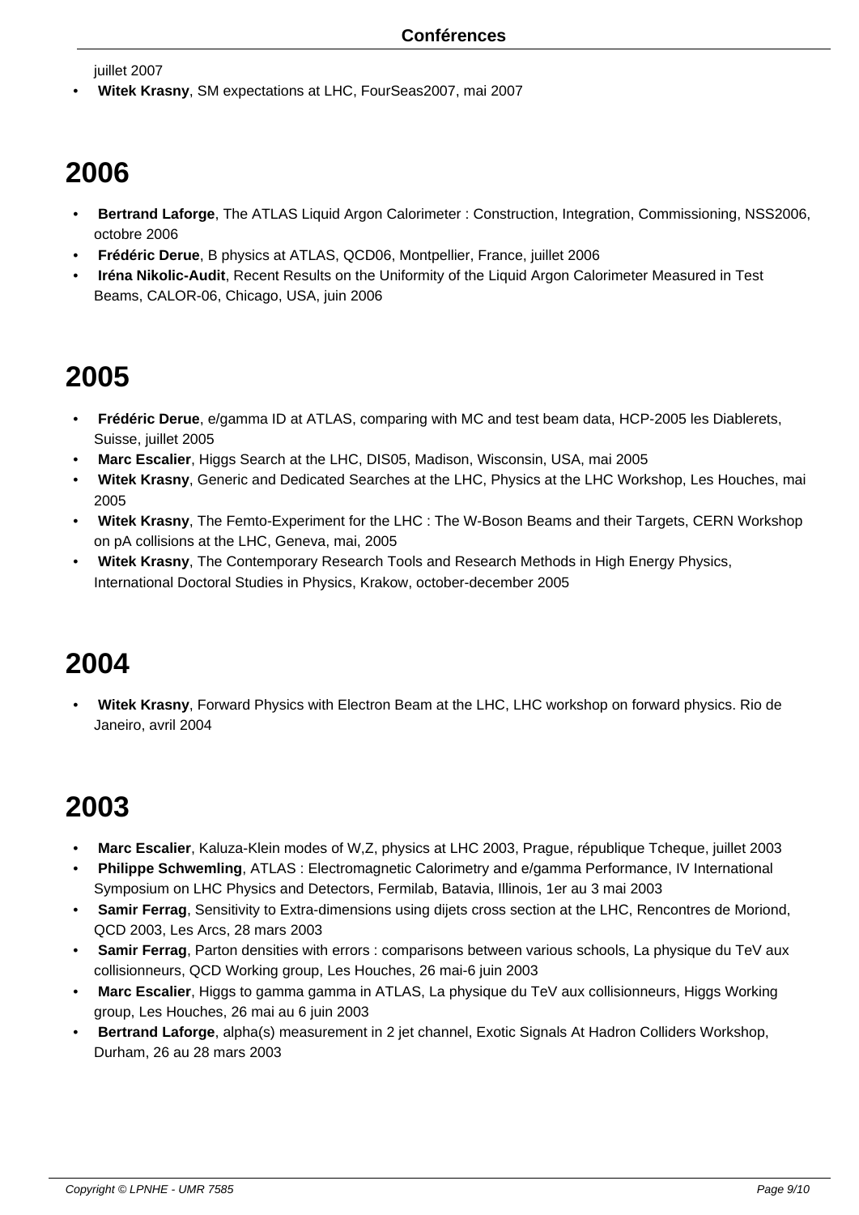juillet 2007

- **Witek Krasny**, SM expectations at LHC, FourSeas2007, mai 2007

# 2006

- **Bertrand Laforge**, The ATLAS Liquid Argon Calorimeter : Construction, Integration, Commissioning, NSS2006, octobre 2006
- **Frédéric Derue**, B physics at ATLAS, QCD06, Montpellier, France, juillet 2006
- **Iréna Nikolic-Audit**, Recent Results on the Uniformity of the Liquid Argon Calorimeter Measured in Test Beams, CALOR-06, Chicago, USA, juin 2006

# 2005

- **Frédéric Derue**, e/gamma ID at ATLAS, comparing with MC and test beam data, HCP-2005 les Diablerets, Suisse, juillet 2005
- **Marc Escalier**, Higgs Search at the LHC, DIS05, Madison, Wisconsin, USA, mai 2005
- **Witek Krasny**, Generic and Dedicated Searches at the LHC, Physics at the LHC Workshop, Les Houches, mai 2005
- **Witek Krasny**, The Femto-Experiment for the LHC : The W-Boson Beams and their Targets, CERN Workshop on pA collisions at the LHC, Geneva, mai, 2005
- **Witek Krasny**, The Contemporary Research Tools and Research Methods in High Energy Physics, International Doctoral Studies in Physics, Krakow, october-december 2005

# 2004

- **Witek Krasny**, Forward Physics with Electron Beam at the LHC, LHC workshop on forward physics. Rio de Janeiro, avril 2004

# 2003

- **Marc Escalier**, Kaluza-Klein modes of W,Z, physics at LHC 2003, Prague, république Tcheque, juillet 2003
- **Philippe Schwemling**, ATLAS : Electromagnetic Calorimetry and e/gamma Performance, IV International Symposium on LHC Physics and Detectors, Fermilab, Batavia, Illinois, 1er au 3 mai 2003
- **Samir Ferrag**, Sensitivity to Extra-dimensions using dijets cross section at the LHC, Rencontres de Moriond, QCD 2003, Les Arcs, 28 mars 2003
- **Samir Ferrag**, Parton densities with errors : comparisons between various schools, La physique du TeV aux collisionneurs, QCD Working group, Les Houches, 26 mai-6 juin 2003
- **Marc Escalier**, Higgs to gamma gamma in ATLAS, La physique du TeV aux collisionneurs, Higgs Working group, Les Houches, 26 mai au 6 juin 2003
- **Bertrand Laforge**, alpha(s) measurement in 2 jet channel, Exotic Signals At Hadron Colliders Workshop, Durham, 26 au 28 mars 2003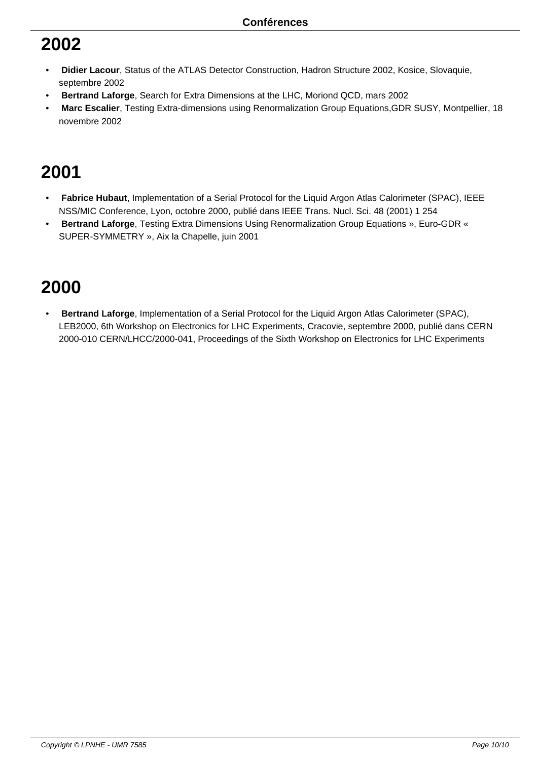# 2002

- **Didier Lacour**, Status of the ATLAS Detector Construction, Hadron Structure 2002, Kosice, Slovaquie, septembre 2002
- **Bertrand Laforge**, Search for Extra Dimensions at the LHC, Moriond QCD, mars 2002
- **Marc Escalier**, Testing Extra-dimensions using Renormalization Group Equations,GDR SUSY, Montpellier, 18 novembre 2002

# 2001

- **Fabrice Hubaut**, Implementation of a Serial Protocol for the Liquid Argon Atlas Calorimeter (SPAC), IEEE NSS/MIC Conference, Lyon, octobre 2000, publié dans IEEE Trans. Nucl. Sci. 48 (2001) 1 254
- **Bertrand Laforge**, Testing Extra Dimensions Using Renormalization Group Equations », Euro-GDR « SUPER-SYMMETRY », Aix la Chapelle, juin 2001

# 2000

- **Bertrand Laforge**, Implementation of a Serial Protocol for the Liquid Argon Atlas Calorimeter (SPAC), LEB2000, 6th Workshop on Electronics for LHC Experiments, Cracovie, septembre 2000, publié dans CERN 2000-010 CERN/LHCC/2000-041, Proceedings of the Sixth Workshop on Electronics for LHC Experiments